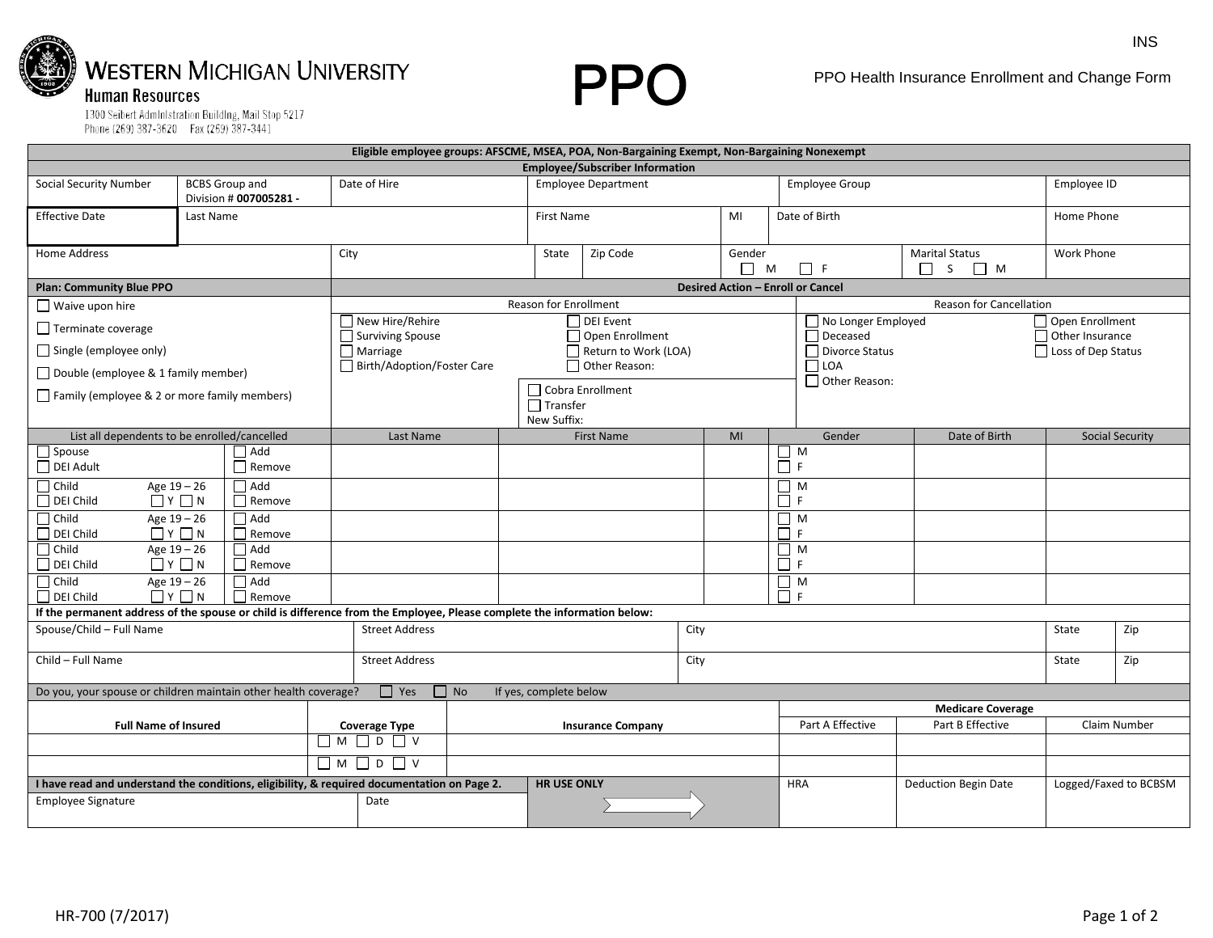INS

**WESTERN MICHIGAN UNIVERSITY**
**Human Resources**
1300 Seibert Administration Building, Mail Stop 5217
Phone (269) 387-3620   Fax (269) 387-3441

# PPO

PPO Health Insurance Enrollment and Change Form

**Eligible employee groups: AFSCME, MSEA, POA, Non-Bargaining Exempt, Non-Bargaining Nonexempt**

**Employee/Subscriber Information**

| Social Security Number | BCBS Group and Division # **007005281 -** | Date of Hire | Employee Department | Employee Group | Employee ID |
|---|---|---|---|---|---|
| | | | | | |

| Effective Date | Last Name | First Name | MI | Date of Birth | Home Phone |
|---|---|---|---|---|---|
| | | | | | |

| Home Address | City | State | Zip Code | Gender | Marital Status | Work Phone |
|---|---|---|---|---|---|---|
| | | | | ☐ M ☐ F | ☐ S ☐ M | |

| **Plan: Community Blue PPO** | **Desired Action – Enroll or Cancel** | |
|---|---|---|
| | Reason for Enrollment | Reason for Cancellation |
| ☐ Waive upon hire<br>☐ Terminate coverage<br>☐ Single (employee only)<br>☐ Double (employee & 1 family member)<br>☐ Family (employee & 2 or more family members) | ☐ New Hire/Rehire<br>☐ Surviving Spouse<br>☐ Marriage<br>☐ Birth/Adoption/Foster Care<br>☐ DEI Event<br>☐ Open Enrollment<br>☐ Return to Work (LOA)<br>☐ Other Reason:<br>☐ Cobra Enrollment<br>☐ Transfer<br>New Suffix: | ☐ No Longer Employed<br>☐ Deceased<br>☐ Divorce Status<br>☐ LOA<br>☐ Other Reason:<br>☐ Open Enrollment<br>☐ Other Insurance<br>☐ Loss of Dep Status |

| List all dependents to be enrolled/cancelled | | Last Name | First Name | MI | Gender | Date of Birth | Social Security |
|---|---|---|---|---|---|---|---|
| ☐ Spouse<br>☐ DEI Adult | ☐ Add<br>☐ Remove | | | | ☐ M<br>☐ F | | |
| ☐ Child Age 19 – 26<br>☐ DEI Child ☐ Y ☐ N | ☐ Add<br>☐ Remove | | | | ☐ M<br>☐ F | | |
| ☐ Child Age 19 – 26<br>☐ DEI Child ☐ Y ☐ N | ☐ Add<br>☐ Remove | | | | ☐ M<br>☐ F | | |
| ☐ Child Age 19 – 26<br>☐ DEI Child ☐ Y ☐ N | ☐ Add<br>☐ Remove | | | | ☐ M<br>☐ F | | |
| ☐ Child Age 19 – 26<br>☐ DEI Child ☐ Y ☐ N | ☐ Add<br>☐ Remove | | | | ☐ M<br>☐ F | | |

**If the permanent address of the spouse or child is difference from the Employee, Please complete the information below:**

| Spouse/Child – Full Name | Street Address | City | State | Zip |
|---|---|---|---|---|
| Child – Full Name | Street Address | City | State | Zip |

Do you, your spouse or children maintain other health coverage? ☐ Yes ☐ No If yes, complete below

| Full Name of Insured | Coverage Type | Insurance Company | Medicare Coverage | | |
|---|---|---|---|---|---|
| | | | Part A Effective | Part B Effective | Claim Number |
| | ☐ M ☐ D ☐ V | | | | |
| | ☐ M ☐ D ☐ V | | | | |

| **I have read and understand the conditions, eligibility, & required documentation on Page 2.** | | **HR USE ONLY** | HRA | Deduction Begin Date | Logged/Faxed to BCBSM |
|---|---|---|---|---|---|
| Employee Signature | Date | | | | |

HR-700 (7/2017)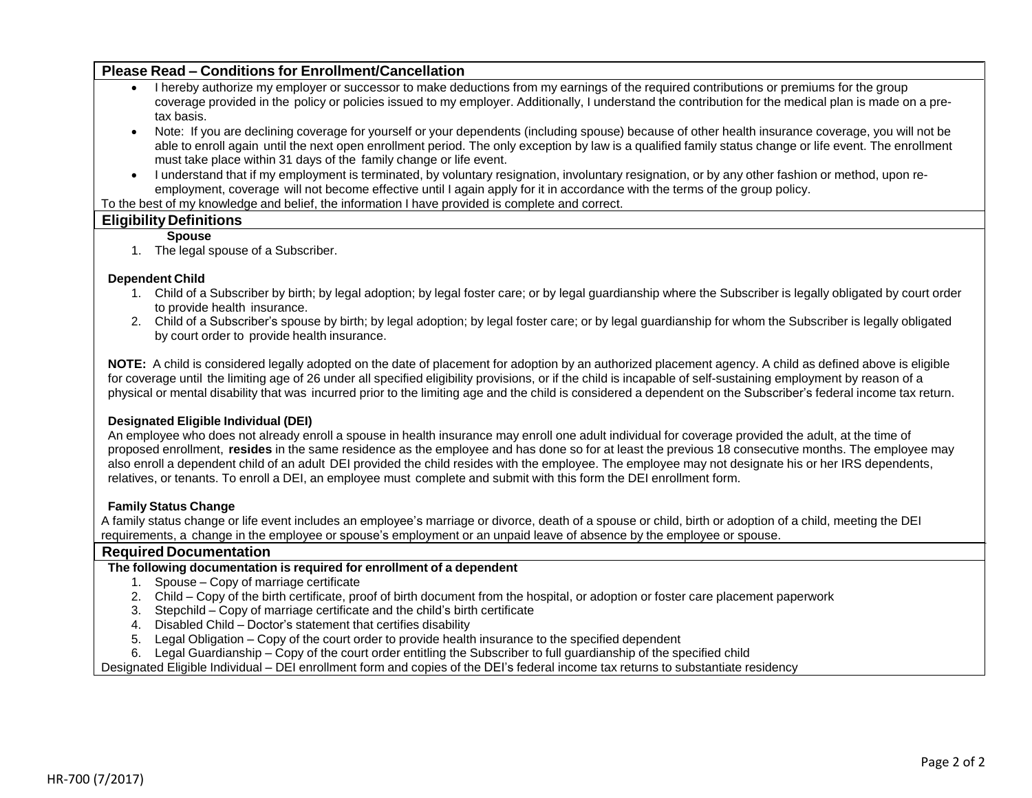## Please Read – Conditions for Enrollment/Cancellation

- I hereby authorize my employer or successor to make deductions from my earnings of the required contributions or premiums for the group coverage provided in the policy or policies issued to my employer. Additionally, I understand the contribution for the medical plan is made on a pre-tax basis.
- Note: If you are declining coverage for yourself or your dependents (including spouse) because of other health insurance coverage, you will not be able to enroll again until the next open enrollment period. The only exception by law is a qualified family status change or life event. The enrollment must take place within 31 days of the family change or life event.
- I understand that if my employment is terminated, by voluntary resignation, involuntary resignation, or by any other fashion or method, upon re-employment, coverage will not become effective until I again apply for it in accordance with the terms of the group policy.

To the best of my knowledge and belief, the information I have provided is complete and correct.

## Eligibility Definitions

**Spouse**

1. The legal spouse of a Subscriber.

**Dependent Child**

1. Child of a Subscriber by birth; by legal adoption; by legal foster care; or by legal guardianship where the Subscriber is legally obligated by court order to provide health insurance.
2. Child of a Subscriber's spouse by birth; by legal adoption; by legal foster care; or by legal guardianship for whom the Subscriber is legally obligated by court order to provide health insurance.

**NOTE:** A child is considered legally adopted on the date of placement for adoption by an authorized placement agency. A child as defined above is eligible for coverage until the limiting age of 26 under all specified eligibility provisions, or if the child is incapable of self-sustaining employment by reason of a physical or mental disability that was incurred prior to the limiting age and the child is considered a dependent on the Subscriber's federal income tax return.

**Designated Eligible Individual (DEI)**

An employee who does not already enroll a spouse in health insurance may enroll one adult individual for coverage provided the adult, at the time of proposed enrollment, **resides** in the same residence as the employee and has done so for at least the previous 18 consecutive months. The employee may also enroll a dependent child of an adult DEI provided the child resides with the employee. The employee may not designate his or her IRS dependents, relatives, or tenants. To enroll a DEI, an employee must complete and submit with this form the DEI enrollment form.

**Family Status Change**

A family status change or life event includes an employee's marriage or divorce, death of a spouse or child, birth or adoption of a child, meeting the DEI requirements, a change in the employee or spouse's employment or an unpaid leave of absence by the employee or spouse.

## Required Documentation

**The following documentation is required for enrollment of a dependent**

1. Spouse – Copy of marriage certificate
2. Child – Copy of the birth certificate, proof of birth document from the hospital, or adoption or foster care placement paperwork
3. Stepchild – Copy of marriage certificate and the child's birth certificate
4. Disabled Child – Doctor's statement that certifies disability
5. Legal Obligation – Copy of the court order to provide health insurance to the specified dependent
6. Legal Guardianship – Copy of the court order entitling the Subscriber to full guardianship of the specified child

Designated Eligible Individual – DEI enrollment form and copies of the DEI's federal income tax returns to substantiate residency

HR-700 (7/2017)